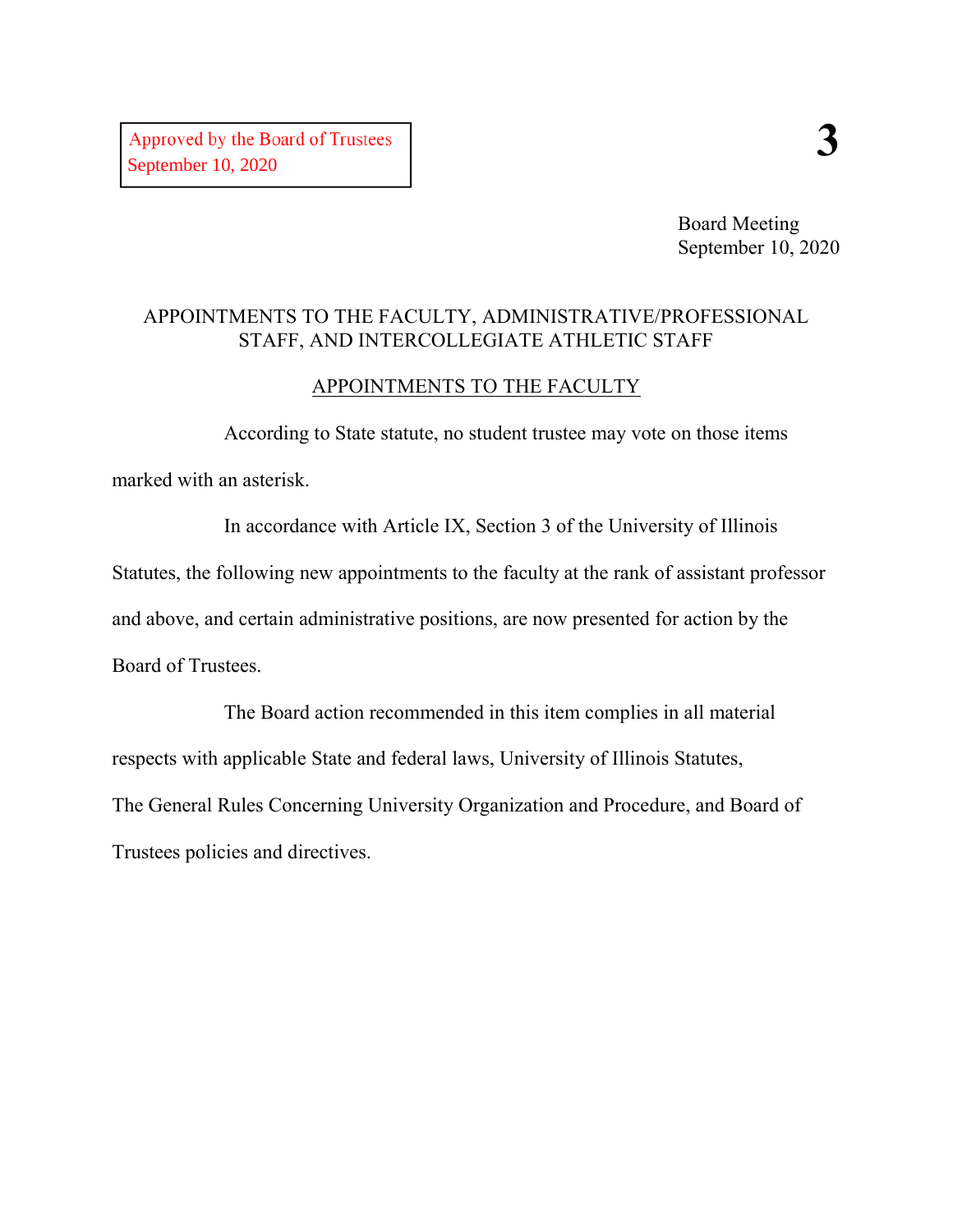Approved by the Board of Trustees
September 10, 2020

**3**

Board Meeting
September 10, 2020

# APPOINTMENTS TO THE FACULTY, ADMINISTRATIVE/PROFESSIONAL STAFF, AND INTERCOLLEGIATE ATHLETIC STAFF

## APPOINTMENTS TO THE FACULTY

According to State statute, no student trustee may vote on those items marked with an asterisk.

In accordance with Article IX, Section 3 of the University of Illinois Statutes, the following new appointments to the faculty at the rank of assistant professor and above, and certain administrative positions, are now presented for action by the Board of Trustees.

The Board action recommended in this item complies in all material respects with applicable State and federal laws, University of Illinois Statutes, The General Rules Concerning University Organization and Procedure, and Board of Trustees policies and directives.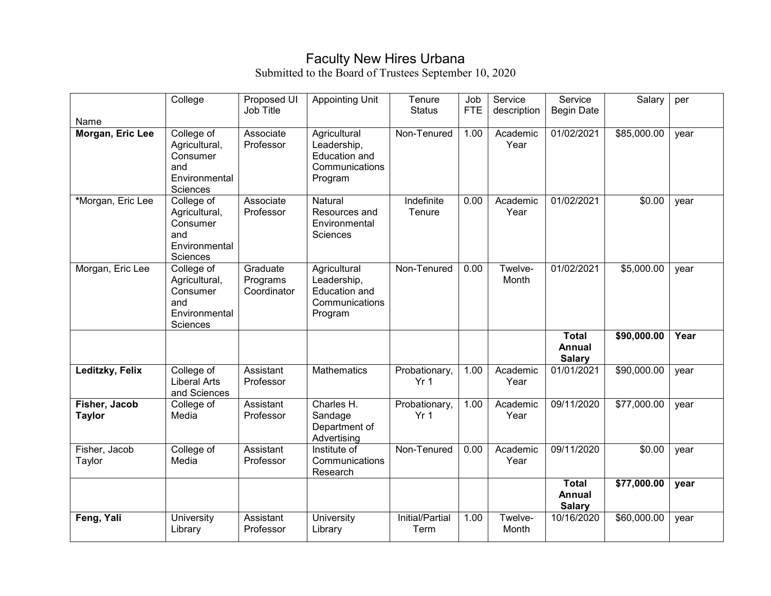# Faculty New Hires Urbana

Submitted to the Board of Trustees September 10, 2020

| Name | College | Proposed UI Job Title | Appointing Unit | Tenure Status | Job FTE | Service description | Service Begin Date | Salary | per |
|---|---|---|---|---|---|---|---|---|---|
| **Morgan, Eric Lee** | College of Agricultural, Consumer and Environmental Sciences | Associate Professor | Agricultural Leadership, Education and Communications Program | Non-Tenured | 1.00 | Academic Year | 01/02/2021 | $85,000.00 | year |
| *Morgan, Eric Lee | College of Agricultural, Consumer and Environmental Sciences | Associate Professor | Natural Resources and Environmental Sciences | Indefinite Tenure | 0.00 | Academic Year | 01/02/2021 | $0.00 | year |
| Morgan, Eric Lee | College of Agricultural, Consumer and Environmental Sciences | Graduate Programs Coordinator | Agricultural Leadership, Education and Communications Program | Non-Tenured | 0.00 | Twelve-Month | 01/02/2021 | $5,000.00 | year |
| | | | | | | | **Total Annual Salary** | **$90,000.00** | **Year** |
| **Leditzky, Felix** | College of Liberal Arts and Sciences | Assistant Professor | Mathematics | Probationary, Yr 1 | 1.00 | Academic Year | 01/01/2021 | $90,000.00 | year |
| **Fisher, Jacob Taylor** | College of Media | Assistant Professor | Charles H. Sandage Department of Advertising | Probationary, Yr 1 | 1.00 | Academic Year | 09/11/2020 | $77,000.00 | year |
| Fisher, Jacob Taylor | College of Media | Assistant Professor | Institute of Communications Research | Non-Tenured | 0.00 | Academic Year | 09/11/2020 | $0.00 | year |
| | | | | | | | **Total Annual Salary** | **$77,000.00** | **year** |
| **Feng, Yali** | University Library | Assistant Professor | University Library | Initial/Partial Term | 1.00 | Twelve-Month | 10/16/2020 | $60,000.00 | year |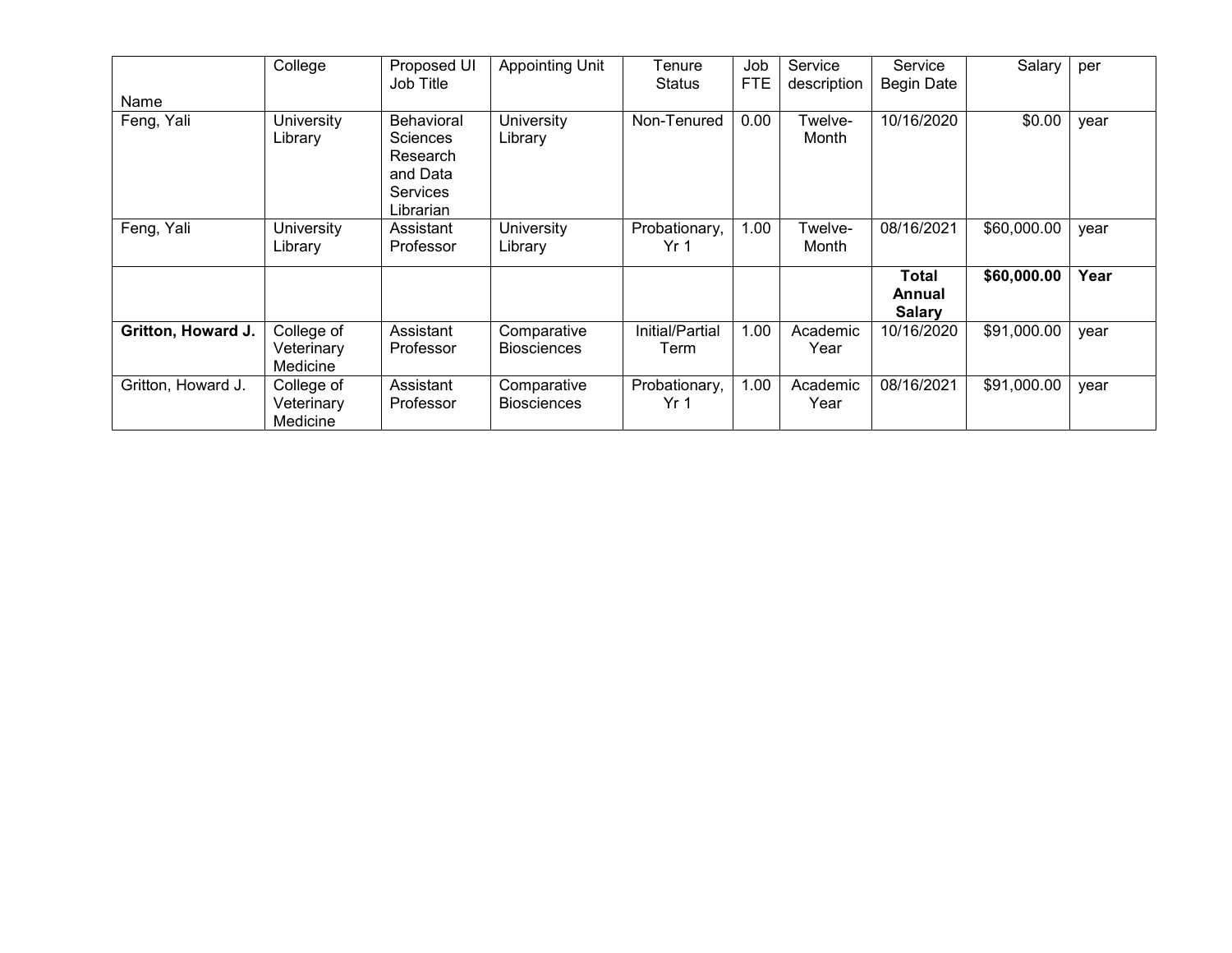| Name | College | Proposed UI Job Title | Appointing Unit | Tenure Status | Job FTE | Service description | Service Begin Date | Salary | per |
|---|---|---|---|---|---|---|---|---|---|
| Feng, Yali | University Library | Behavioral Sciences Research and Data Services Librarian | University Library | Non-Tenured | 0.00 | Twelve-Month | 10/16/2020 | $0.00 | year |
| Feng, Yali | University Library | Assistant Professor | University Library | Probationary, Yr 1 | 1.00 | Twelve-Month | 08/16/2021 | $60,000.00 | year |
| | | | | | | | **Total Annual Salary** | **$60,000.00** | **Year** |
| **Gritton, Howard J.** | College of Veterinary Medicine | Assistant Professor | Comparative Biosciences | Initial/Partial Term | 1.00 | Academic Year | 10/16/2020 | $91,000.00 | year |
| Gritton, Howard J. | College of Veterinary Medicine | Assistant Professor | Comparative Biosciences | Probationary, Yr 1 | 1.00 | Academic Year | 08/16/2021 | $91,000.00 | year |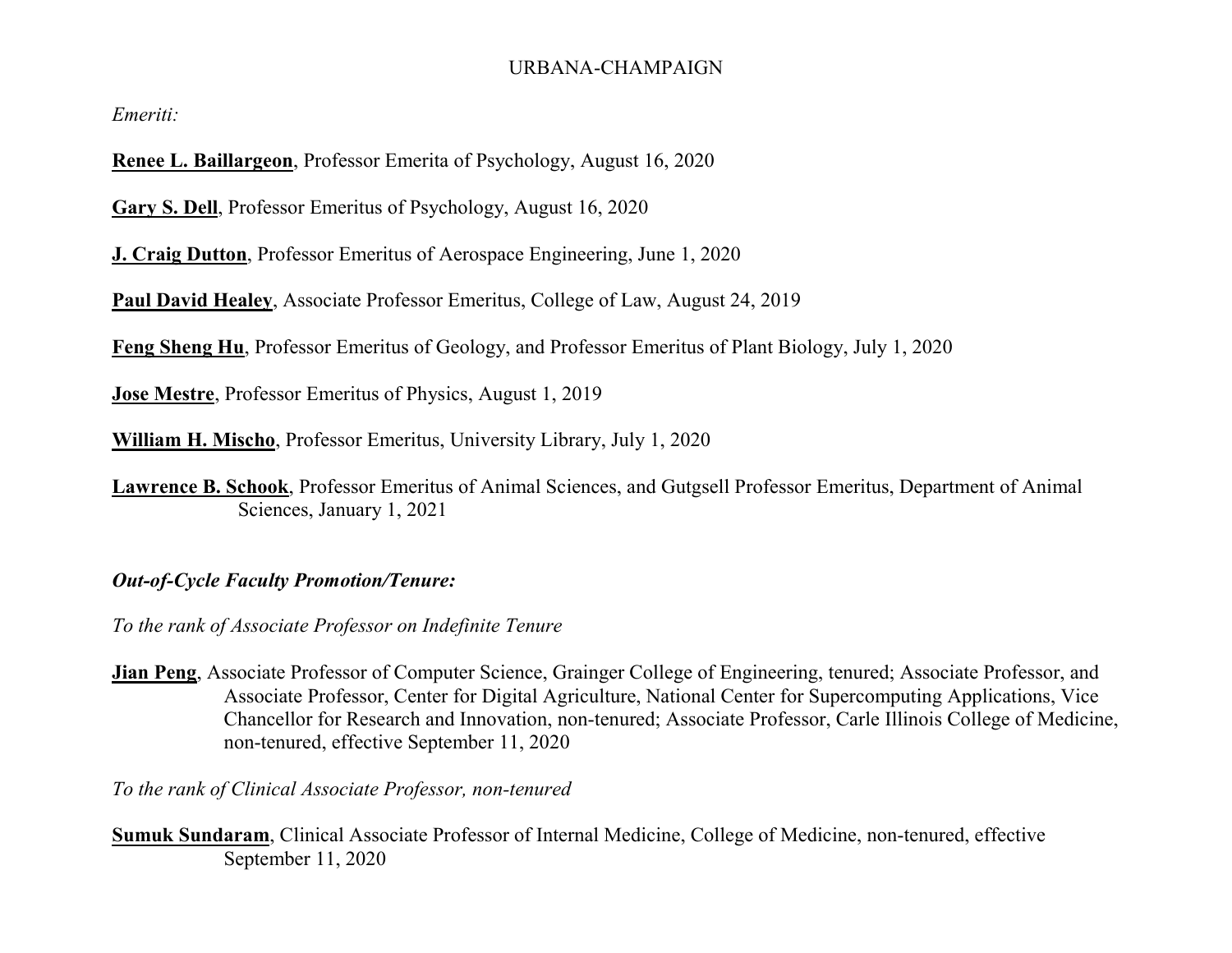URBANA-CHAMPAIGN

*Emeriti:*

**Renee L. Baillargeon**, Professor Emerita of Psychology, August 16, 2020

**Gary S. Dell**, Professor Emeritus of Psychology, August 16, 2020

**J. Craig Dutton**, Professor Emeritus of Aerospace Engineering, June 1, 2020

**Paul David Healey**, Associate Professor Emeritus, College of Law, August 24, 2019

**Feng Sheng Hu**, Professor Emeritus of Geology, and Professor Emeritus of Plant Biology, July 1, 2020

**Jose Mestre**, Professor Emeritus of Physics, August 1, 2019

**William H. Mischo**, Professor Emeritus, University Library, July 1, 2020

**Lawrence B. Schook**, Professor Emeritus of Animal Sciences, and Gutgsell Professor Emeritus, Department of Animal Sciences, January 1, 2021

***Out-of-Cycle Faculty Promotion/Tenure:***

*To the rank of Associate Professor on Indefinite Tenure*

**Jian Peng**, Associate Professor of Computer Science, Grainger College of Engineering, tenured; Associate Professor, and Associate Professor, Center for Digital Agriculture, National Center for Supercomputing Applications, Vice Chancellor for Research and Innovation, non-tenured; Associate Professor, Carle Illinois College of Medicine, non-tenured, effective September 11, 2020

*To the rank of Clinical Associate Professor, non-tenured*

**Sumuk Sundaram**, Clinical Associate Professor of Internal Medicine, College of Medicine, non-tenured, effective September 11, 2020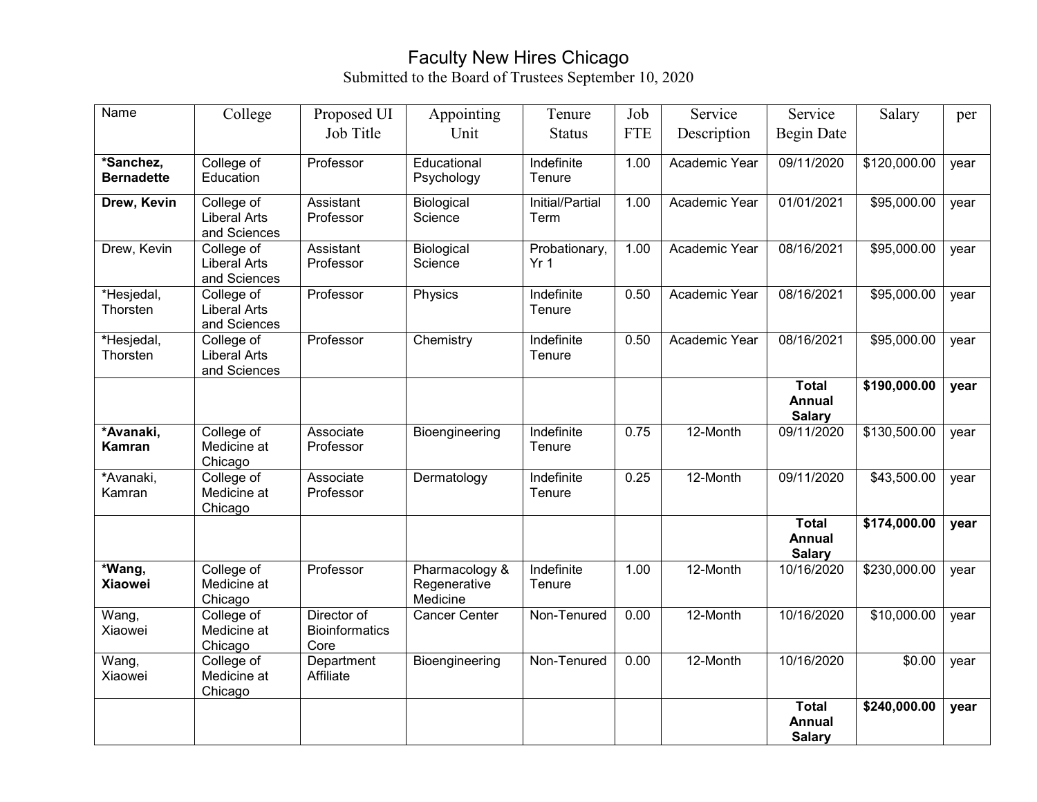# Faculty New Hires Chicago

Submitted to the Board of Trustees September 10, 2020

| Name | College | Proposed UI Job Title | Appointing Unit | Tenure Status | Job FTE | Service Description | Service Begin Date | Salary | per |
|---|---|---|---|---|---|---|---|---|---|
| **\*Sanchez, Bernadette** | College of Education | Professor | Educational Psychology | Indefinite Tenure | 1.00 | Academic Year | 09/11/2020 | $120,000.00 | year |
| **Drew, Kevin** | College of Liberal Arts and Sciences | Assistant Professor | Biological Science | Initial/Partial Term | 1.00 | Academic Year | 01/01/2021 | $95,000.00 | year |
| Drew, Kevin | College of Liberal Arts and Sciences | Assistant Professor | Biological Science | Probationary, Yr 1 | 1.00 | Academic Year | 08/16/2021 | $95,000.00 | year |
| *Hesjedal, Thorsten | College of Liberal Arts and Sciences | Professor | Physics | Indefinite Tenure | 0.50 | Academic Year | 08/16/2021 | $95,000.00 | year |
| *Hesjedal, Thorsten | College of Liberal Arts and Sciences | Professor | Chemistry | Indefinite Tenure | 0.50 | Academic Year | 08/16/2021 | $95,000.00 | year |
| | | | | | | | **Total Annual Salary** | **$190,000.00** | **year** |
| **\*Avanaki, Kamran** | College of Medicine at Chicago | Associate Professor | Bioengineering | Indefinite Tenure | 0.75 | 12-Month | 09/11/2020 | $130,500.00 | year |
| *Avanaki, Kamran | College of Medicine at Chicago | Associate Professor | Dermatology | Indefinite Tenure | 0.25 | 12-Month | 09/11/2020 | $43,500.00 | year |
| | | | | | | | **Total Annual Salary** | **$174,000.00** | **year** |
| **\*Wang, Xiaowei** | College of Medicine at Chicago | Professor | Pharmacology & Regenerative Medicine | Indefinite Tenure | 1.00 | 12-Month | 10/16/2020 | $230,000.00 | year |
| Wang, Xiaowei | College of Medicine at Chicago | Director of Bioinformatics Core | Cancer Center | Non-Tenured | 0.00 | 12-Month | 10/16/2020 | $10,000.00 | year |
| Wang, Xiaowei | College of Medicine at Chicago | Department Affiliate | Bioengineering | Non-Tenured | 0.00 | 12-Month | 10/16/2020 | $0.00 | year |
| | | | | | | | **Total Annual Salary** | **$240,000.00** | **year** |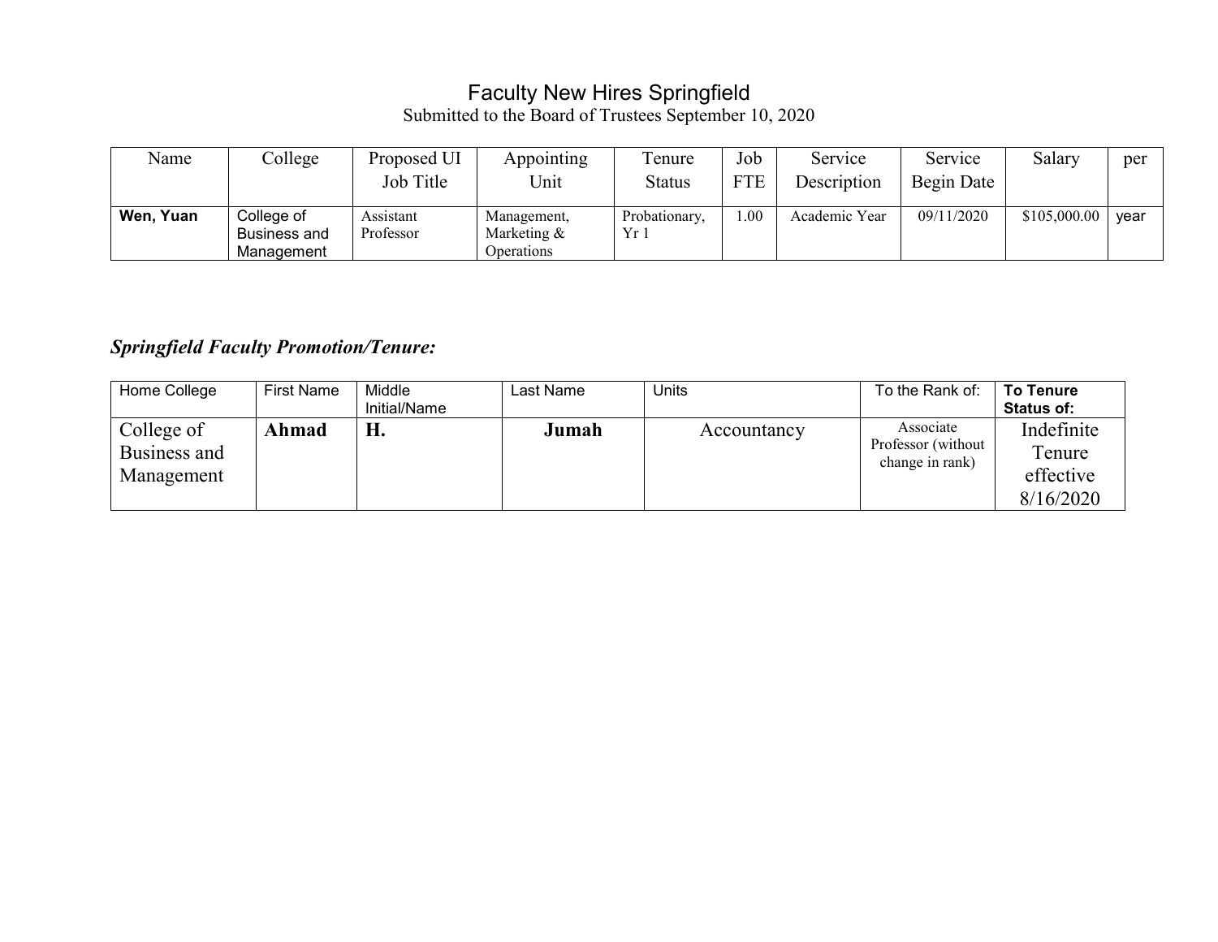# Faculty New Hires Springfield

Submitted to the Board of Trustees September 10, 2020

| Name | College | Proposed UI Job Title | Appointing Unit | Tenure Status | Job FTE | Service Description | Service Begin Date | Salary | per |
|---|---|---|---|---|---|---|---|---|---|
| **Wen, Yuan** | College of Business and Management | Assistant Professor | Management, Marketing & Operations | Probationary, Yr 1 | 1.00 | Academic Year | 09/11/2020 | $105,000.00 | year |

## *Springfield Faculty Promotion/Tenure:*

| Home College | First Name | Middle Initial/Name | Last Name | Units | To the Rank of: | **To Tenure Status of:** |
|---|---|---|---|---|---|---|
| College of Business and Management | **Ahmad** | **H.** | **Jumah** | Accountancy | Associate Professor (without change in rank) | Indefinite Tenure effective 8/16/2020 |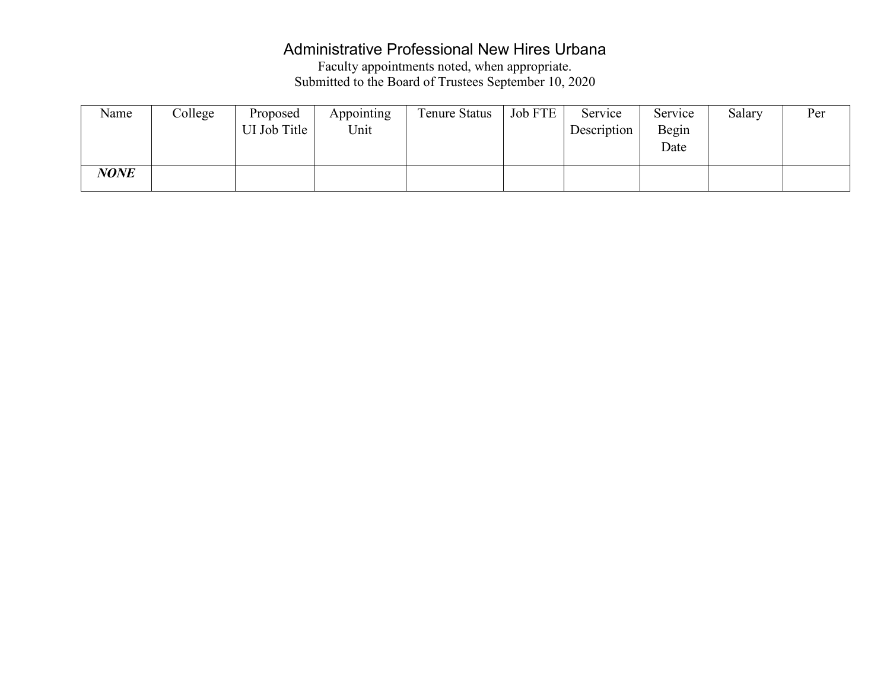# Administrative Professional New Hires Urbana

Faculty appointments noted, when appropriate.
Submitted to the Board of Trustees September 10, 2020

| Name | College | Proposed UI Job Title | Appointing Unit | Tenure Status | Job FTE | Service Description | Service Begin Date | Salary | Per |
|---|---|---|---|---|---|---|---|---|---|
| ***NONE*** | | | | | | | | | |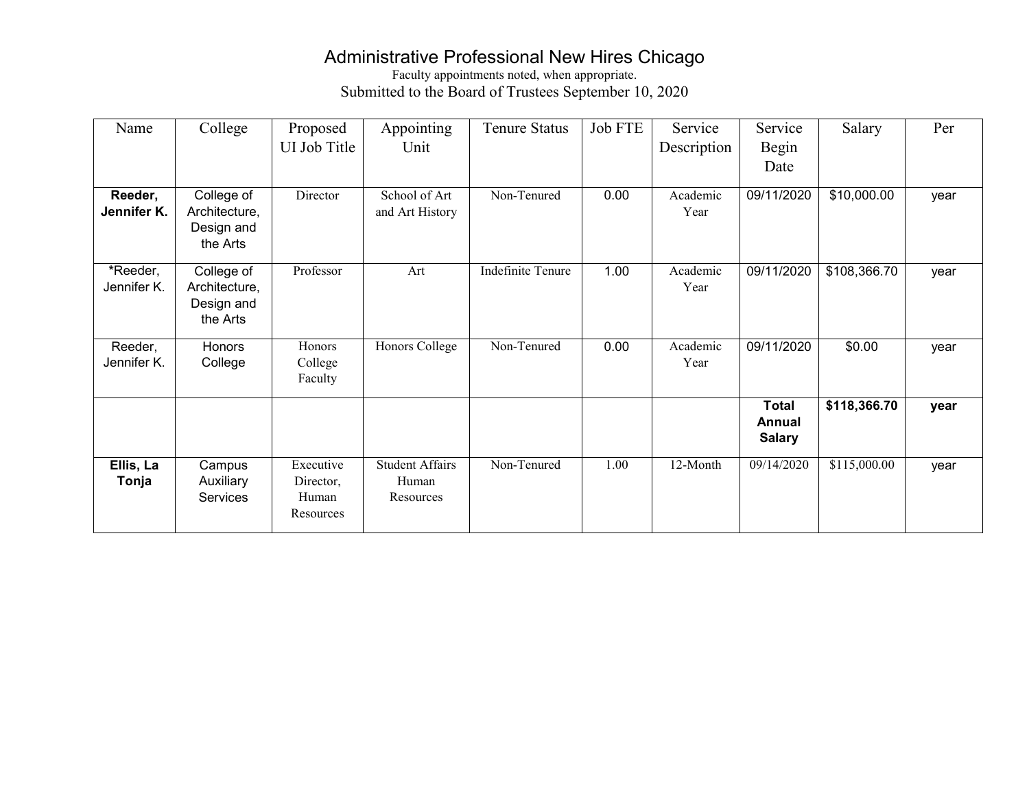# Administrative Professional New Hires Chicago

Faculty appointments noted, when appropriate.

Submitted to the Board of Trustees September 10, 2020

| Name | College | Proposed UI Job Title | Appointing Unit | Tenure Status | Job FTE | Service Description | Service Begin Date | Salary | Per |
|---|---|---|---|---|---|---|---|---|---|
| **Reeder, Jennifer K.** | College of Architecture, Design and the Arts | Director | School of Art and Art History | Non-Tenured | 0.00 | Academic Year | 09/11/2020 | $10,000.00 | year |
| *Reeder, Jennifer K. | College of Architecture, Design and the Arts | Professor | Art | Indefinite Tenure | 1.00 | Academic Year | 09/11/2020 | $108,366.70 | year |
| Reeder, Jennifer K. | Honors College | Honors College Faculty | Honors College | Non-Tenured | 0.00 | Academic Year | 09/11/2020 | $0.00 | year |
| | | | | | | | **Total Annual Salary** | **$118,366.70** | **year** |
| **Ellis, La Tonja** | Campus Auxiliary Services | Executive Director, Human Resources | Student Affairs Human Resources | Non-Tenured | 1.00 | 12-Month | 09/14/2020 | $115,000.00 | year |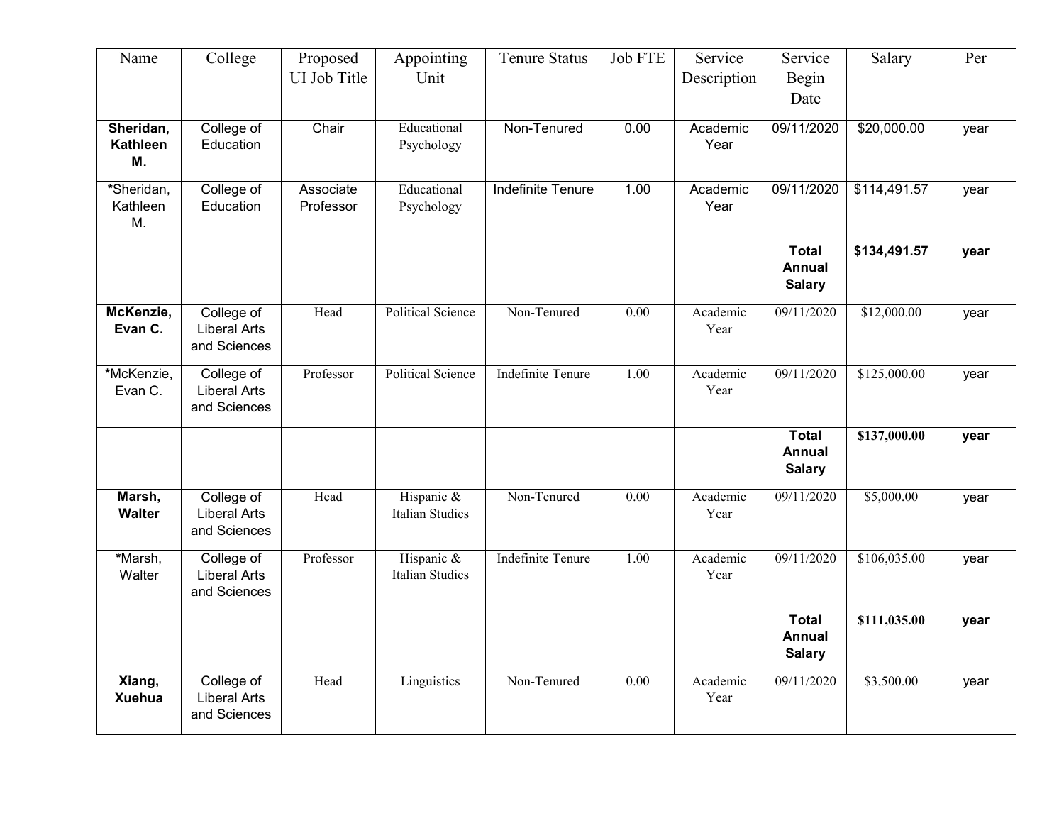| Name | College | Proposed UI Job Title | Appointing Unit | Tenure Status | Job FTE | Service Description | Service Begin Date | Salary | Per |
|---|---|---|---|---|---|---|---|---|---|
| **Sheridan, Kathleen M.** | College of Education | Chair | Educational Psychology | Non-Tenured | 0.00 | Academic Year | 09/11/2020 | $20,000.00 | year |
| *Sheridan, Kathleen M. | College of Education | Associate Professor | Educational Psychology | Indefinite Tenure | 1.00 | Academic Year | 09/11/2020 | $114,491.57 | year |
| | | | | | | | **Total Annual Salary** | **$134,491.57** | **year** |
| **McKenzie, Evan C.** | College of Liberal Arts and Sciences | Head | Political Science | Non-Tenured | 0.00 | Academic Year | 09/11/2020 | $12,000.00 | year |
| *McKenzie, Evan C. | College of Liberal Arts and Sciences | Professor | Political Science | Indefinite Tenure | 1.00 | Academic Year | 09/11/2020 | $125,000.00 | year |
| | | | | | | | **Total Annual Salary** | **$137,000.00** | **year** |
| **Marsh, Walter** | College of Liberal Arts and Sciences | Head | Hispanic & Italian Studies | Non-Tenured | 0.00 | Academic Year | 09/11/2020 | $5,000.00 | year |
| *Marsh, Walter | College of Liberal Arts and Sciences | Professor | Hispanic & Italian Studies | Indefinite Tenure | 1.00 | Academic Year | 09/11/2020 | $106,035.00 | year |
| | | | | | | | **Total Annual Salary** | **$111,035.00** | **year** |
| **Xiang, Xuehua** | College of Liberal Arts and Sciences | Head | Linguistics | Non-Tenured | 0.00 | Academic Year | 09/11/2020 | $3,500.00 | year |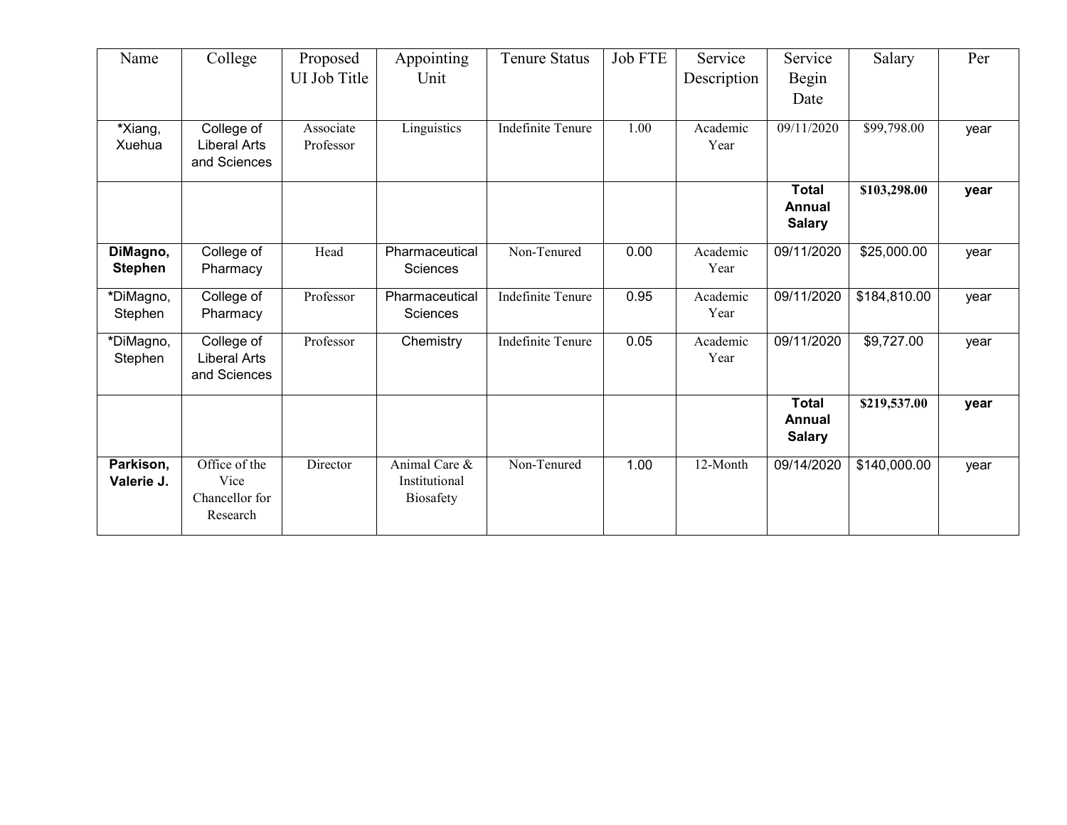| Name | College | Proposed UI Job Title | Appointing Unit | Tenure Status | Job FTE | Service Description | Service Begin Date | Salary | Per |
|---|---|---|---|---|---|---|---|---|---|
| *Xiang, Xuehua | College of Liberal Arts and Sciences | Associate Professor | Linguistics | Indefinite Tenure | 1.00 | Academic Year | 09/11/2020 | $99,798.00 | year |
| | | | | | | | **Total Annual Salary** | **$103,298.00** | **year** |
| **DiMagno, Stephen** | College of Pharmacy | Head | Pharmaceutical Sciences | Non-Tenured | 0.00 | Academic Year | 09/11/2020 | $25,000.00 | year |
| *DiMagno, Stephen | College of Pharmacy | Professor | Pharmaceutical Sciences | Indefinite Tenure | 0.95 | Academic Year | 09/11/2020 | $184,810.00 | year |
| *DiMagno, Stephen | College of Liberal Arts and Sciences | Professor | Chemistry | Indefinite Tenure | 0.05 | Academic Year | 09/11/2020 | $9,727.00 | year |
| | | | | | | | **Total Annual Salary** | **$219,537.00** | **year** |
| **Parkison, Valerie J.** | Office of the Vice Chancellor for Research | Director | Animal Care & Institutional Biosafety | Non-Tenured | 1.00 | 12-Month | 09/14/2020 | $140,000.00 | year |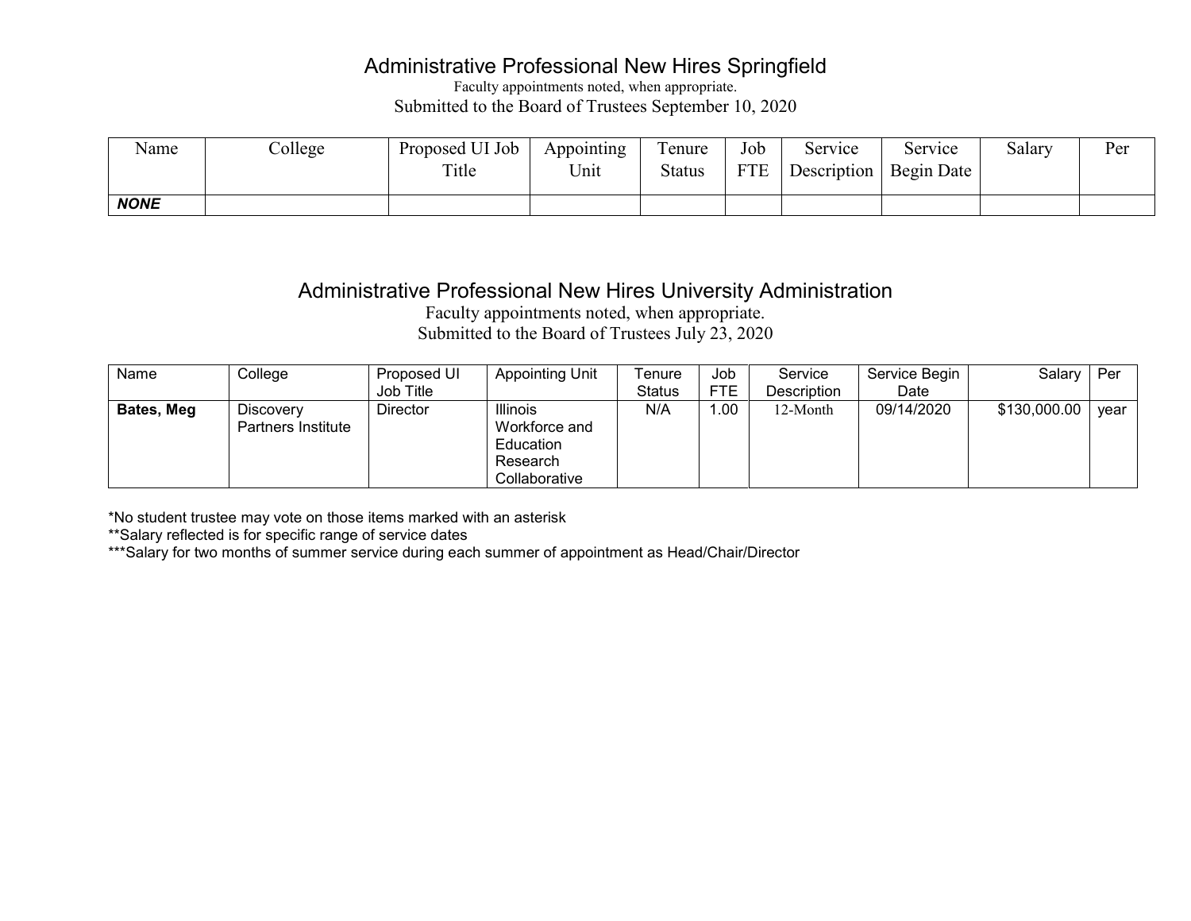## Administrative Professional New Hires Springfield

Faculty appointments noted, when appropriate.
Submitted to the Board of Trustees September 10, 2020

| Name | College | Proposed UI Job Title | Appointing Unit | Tenure Status | Job FTE | Service Description | Service Begin Date | Salary | Per |
|---|---|---|---|---|---|---|---|---|---|
| ***NONE*** | | | | | | | | | |

## Administrative Professional New Hires University Administration

Faculty appointments noted, when appropriate.
Submitted to the Board of Trustees July 23, 2020

| Name | College | Proposed UI Job Title | Appointing Unit | Tenure Status | Job FTE | Service Description | Service Begin Date | Salary | Per |
|---|---|---|---|---|---|---|---|---|---|
| **Bates, Meg** | Discovery Partners Institute | Director | Illinois Workforce and Education Research Collaborative | N/A | 1.00 | 12-Month | 09/14/2020 | $130,000.00 | year |

*No student trustee may vote on those items marked with an asterisk
**Salary reflected is for specific range of service dates
***Salary for two months of summer service during each summer of appointment as Head/Chair/Director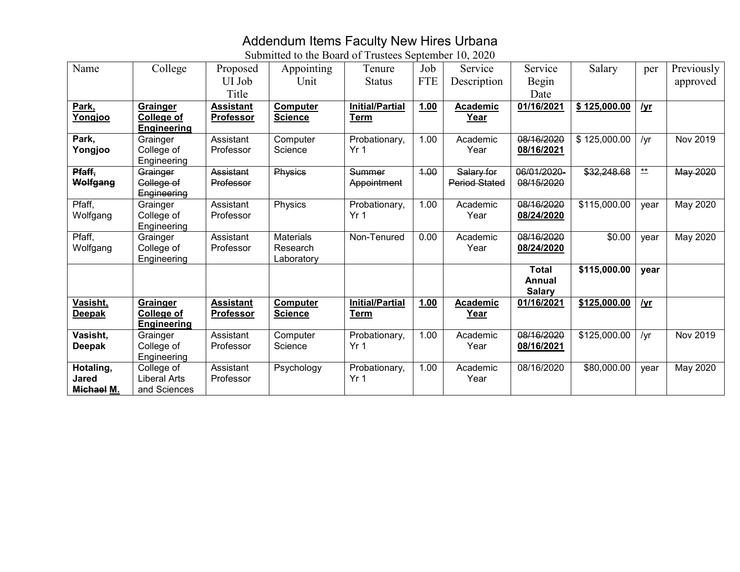# Addendum Items Faculty New Hires Urbana

Submitted to the Board of Trustees September 10, 2020

| Name | College | Proposed UI Job Title | Appointing Unit | Tenure Status | Job FTE | Service Description | Service Begin Date | Salary | per | Previously approved |
|---|---|---|---|---|---|---|---|---|---|---|
| **Park, Yongjoo** | **Grainger College of Engineering** | **Assistant Professor** | **Computer Science** | **Initial/Partial Term** | **1.00** | **Academic Year** | **01/16/2021** | **$ 125,000.00** | **/yr** | |
| **Park, Yongjoo** | Grainger College of Engineering | Assistant Professor | Computer Science | Probationary, Yr 1 | 1.00 | Academic Year | ~~08/16/2020~~ **08/16/2021** | $ 125,000.00 | /yr | Nov 2019 |
| ~~**Pfaff, Wolfgang**~~ | ~~Grainger College of Engineering~~ | ~~Assistant Professor~~ | ~~Physics~~ | ~~Summer Appointment~~ | ~~1.00~~ | ~~Salary for Period Stated~~ | ~~06/01/2020-08/15/2020~~ | ~~$32,248.68~~ | ~~**~~ | ~~May 2020~~ |
| Pfaff, Wolfgang | Grainger College of Engineering | Assistant Professor | Physics | Probationary, Yr 1 | 1.00 | Academic Year | ~~08/16/2020~~ **08/24/2020** | $115,000.00 | year | May 2020 |
| Pfaff, Wolfgang | Grainger College of Engineering | Assistant Professor | Materials Research Laboratory | Non-Tenured | 0.00 | Academic Year | ~~08/16/2020~~ **08/24/2020** | $0.00 | year | May 2020 |
| | | | | | | | **Total Annual Salary** | **$115,000.00** | **year** | |
| **Vasisht, Deepak** | **Grainger College of Engineering** | **Assistant Professor** | **Computer Science** | **Initial/Partial Term** | **1.00** | **Academic Year** | **01/16/2021** | **$125,000.00** | **/yr** | |
| **Vasisht, Deepak** | Grainger College of Engineering | Assistant Professor | Computer Science | Probationary, Yr 1 | 1.00 | Academic Year | ~~08/16/2020~~ **08/16/2021** | $125,000.00 | /yr | Nov 2019 |
| **Hotaling, Jared ~~Michael~~ M.** | College of Liberal Arts and Sciences | Assistant Professor | Psychology | Probationary, Yr 1 | 1.00 | Academic Year | 08/16/2020 | $80,000.00 | year | May 2020 |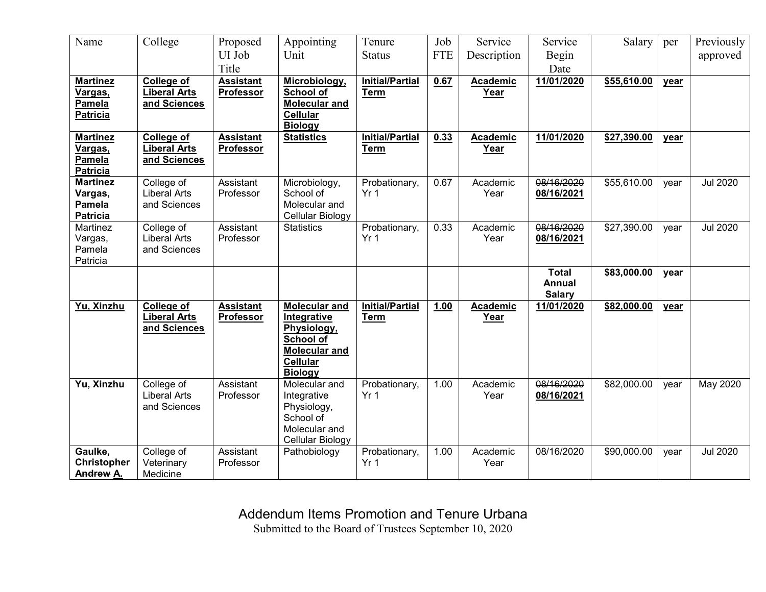| Name | College | Proposed UI Job Title | Appointing Unit | Tenure Status | Job FTE | Service Description | Service Begin Date | Salary | per | Previously approved |
|---|---|---|---|---|---|---|---|---|---|---|
| **Martinez Vargas, Pamela Patricia** | **College of Liberal Arts and Sciences** | **Assistant Professor** | **Microbiology, School of Molecular and Cellular Biology** | **Initial/Partial Term** | **0.67** | **Academic Year** | **11/01/2020** | **$55,610.00** | **year** | |
| **Martinez Vargas, Pamela Patricia** | **College of Liberal Arts and Sciences** | **Assistant Professor** | **Statistics** | **Initial/Partial Term** | **0.33** | **Academic Year** | **11/01/2020** | **$27,390.00** | **year** | |
| **Martinez Vargas, Pamela Patricia** | College of Liberal Arts and Sciences | Assistant Professor | Microbiology, School of Molecular and Cellular Biology | Probationary, Yr 1 | 0.67 | Academic Year | ~~08/16/2020~~ **08/16/2021** | $55,610.00 | year | Jul 2020 |
| Martinez Vargas, Pamela Patricia | College of Liberal Arts and Sciences | Assistant Professor | Statistics | Probationary, Yr 1 | 0.33 | Academic Year | ~~08/16/2020~~ **08/16/2021** | $27,390.00 | year | Jul 2020 |
| | | | | | | | **Total Annual Salary** | **$83,000.00** | **year** | |
| **Yu, Xinzhu** | **College of Liberal Arts and Sciences** | **Assistant Professor** | **Molecular and Integrative Physiology, School of Molecular and Cellular Biology** | **Initial/Partial Term** | **1.00** | **Academic Year** | **11/01/2020** | **$82,000.00** | **year** | |
| **Yu, Xinzhu** | College of Liberal Arts and Sciences | Assistant Professor | Molecular and Integrative Physiology, School of Molecular and Cellular Biology | Probationary, Yr 1 | 1.00 | Academic Year | ~~08/16/2020~~ **08/16/2021** | $82,000.00 | year | May 2020 |
| **Gaulke, Christopher ~~Andrew~~ A.** | College of Veterinary Medicine | Assistant Professor | Pathobiology | Probationary, Yr 1 | 1.00 | Academic Year | 08/16/2020 | $90,000.00 | year | Jul 2020 |

Addendum Items Promotion and Tenure Urbana

Submitted to the Board of Trustees September 10, 2020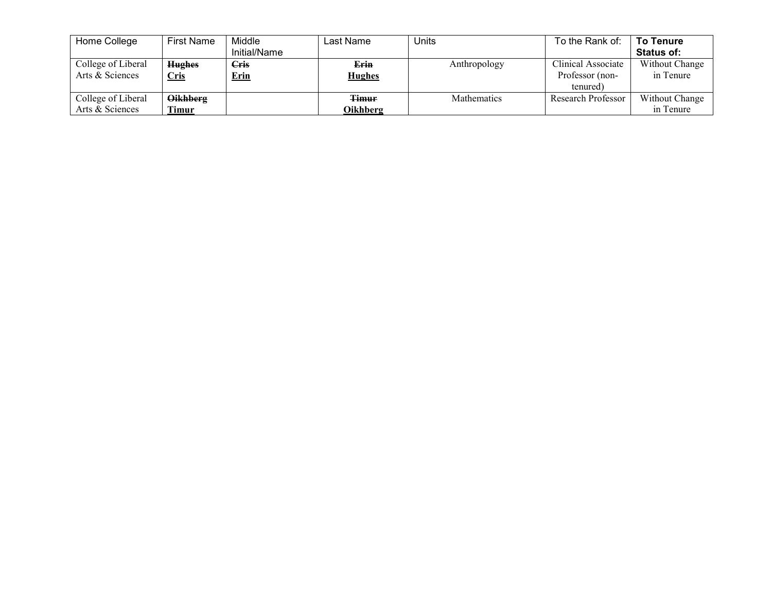| Home College | First Name | Middle Initial/Name | Last Name | Units | To the Rank of: | **To Tenure Status of:** |
|---|---|---|---|---|---|---|
| College of Liberal Arts & Sciences | ~~**Hughes**~~ **<u>Cris</u>** | ~~**Cris**~~ **<u>Erin</u>** | ~~**Erin**~~ **<u>Hughes</u>** | Anthropology | Clinical Associate Professor (non-tenured) | Without Change in Tenure |
| College of Liberal Arts & Sciences | ~~**Oikhberg**~~ **<u>Timur</u>** | | ~~**Timur**~~ **<u>Oikhberg</u>** | Mathematics | Research Professor | Without Change in Tenure |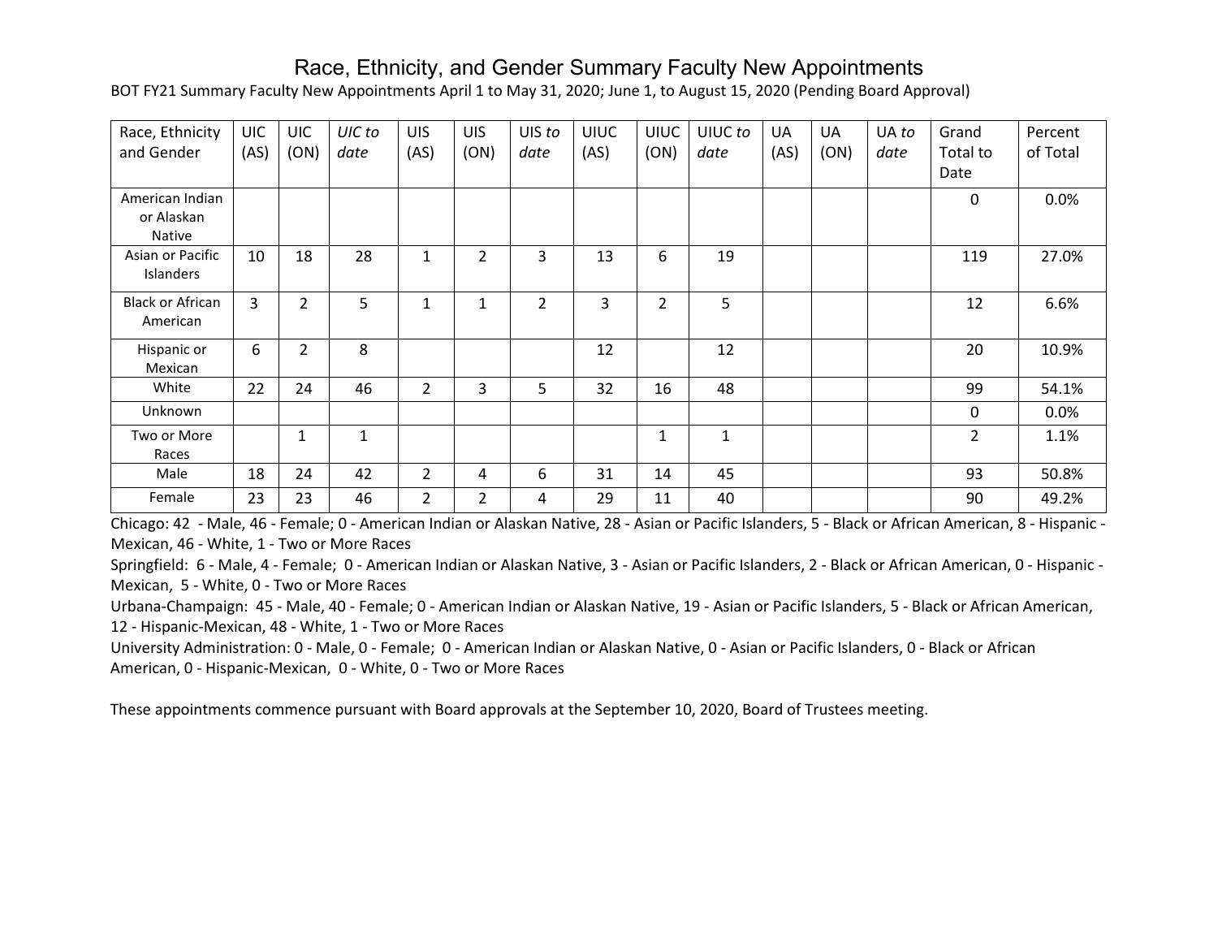# Race, Ethnicity, and Gender Summary Faculty New Appointments

BOT FY21 Summary Faculty New Appointments April 1 to May 31, 2020; June 1, to August 15, 2020 (Pending Board Approval)

| Race, Ethnicity and Gender | UIC (AS) | UIC (ON) | *UIC to date* | UIS (AS) | UIS (ON) | UIS *to date* | UIUC (AS) | UIUC (ON) | UIUC *to date* | UA (AS) | UA (ON) | UA *to date* | Grand Total to Date | Percent of Total |
|---|---|---|---|---|---|---|---|---|---|---|---|---|---|---|
| American Indian or Alaskan Native | | | | | | | | | | | | | 0 | 0.0% |
| Asian or Pacific Islanders | 10 | 18 | 28 | 1 | 2 | 3 | 13 | 6 | 19 | | | | 119 | 27.0% |
| Black or African American | 3 | 2 | 5 | 1 | 1 | 2 | 3 | 2 | 5 | | | | 12 | 6.6% |
| Hispanic or Mexican | 6 | 2 | 8 | | | | 12 | | 12 | | | | 20 | 10.9% |
| White | 22 | 24 | 46 | 2 | 3 | 5 | 32 | 16 | 48 | | | | 99 | 54.1% |
| Unknown | | | | | | | | | | | | | 0 | 0.0% |
| Two or More Races | | 1 | 1 | | | | | 1 | 1 | | | | 2 | 1.1% |
| Male | 18 | 24 | 42 | 2 | 4 | 6 | 31 | 14 | 45 | | | | 93 | 50.8% |
| Female | 23 | 23 | 46 | 2 | 2 | 4 | 29 | 11 | 40 | | | | 90 | 49.2% |

Chicago: 42 - Male, 46 - Female; 0 - American Indian or Alaskan Native, 28 - Asian or Pacific Islanders, 5 - Black or African American, 8 - Hispanic - Mexican, 46 - White, 1 - Two or More Races

Springfield: 6 - Male, 4 - Female; 0 - American Indian or Alaskan Native, 3 - Asian or Pacific Islanders, 2 - Black or African American, 0 - Hispanic - Mexican, 5 - White, 0 - Two or More Races

Urbana-Champaign: 45 - Male, 40 - Female; 0 - American Indian or Alaskan Native, 19 - Asian or Pacific Islanders, 5 - Black or African American, 12 - Hispanic-Mexican, 48 - White, 1 - Two or More Races

University Administration: 0 - Male, 0 - Female; 0 - American Indian or Alaskan Native, 0 - Asian or Pacific Islanders, 0 - Black or African American, 0 - Hispanic-Mexican, 0 - White, 0 - Two or More Races

These appointments commence pursuant with Board approvals at the September 10, 2020, Board of Trustees meeting.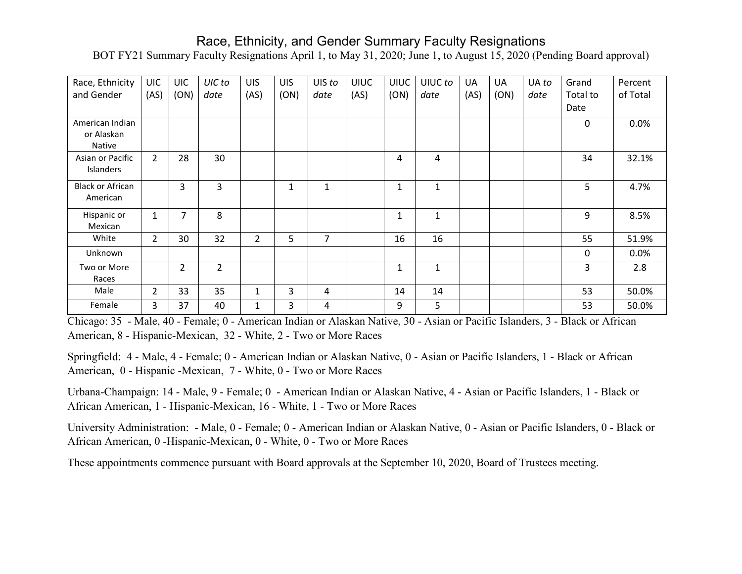# Race, Ethnicity, and Gender Summary Faculty Resignations

BOT FY21 Summary Faculty Resignations April 1, to May 31, 2020; June 1, to August 15, 2020 (Pending Board approval)

| Race, Ethnicity and Gender | UIC (AS) | UIC (ON) | *UIC to date* | UIS (AS) | UIS (ON) | UIS *to date* | UIUC (AS) | UIUC (ON) | UIUC *to date* | UA (AS) | UA (ON) | UA *to date* | Grand Total to Date | Percent of Total |
|---|---|---|---|---|---|---|---|---|---|---|---|---|---|---|
| American Indian or Alaskan Native | | | | | | | | | | | | | 0 | 0.0% |
| Asian or Pacific Islanders | 2 | 28 | 30 | | | | | 4 | 4 | | | | 34 | 32.1% |
| Black or African American | | 3 | 3 | | 1 | 1 | | 1 | 1 | | | | 5 | 4.7% |
| Hispanic or Mexican | 1 | 7 | 8 | | | | | 1 | 1 | | | | 9 | 8.5% |
| White | 2 | 30 | 32 | 2 | 5 | 7 | | 16 | 16 | | | | 55 | 51.9% |
| Unknown | | | | | | | | | | | | | 0 | 0.0% |
| Two or More Races | | 2 | 2 | | | | | 1 | 1 | | | | 3 | 2.8 |
| Male | 2 | 33 | 35 | 1 | 3 | 4 | | 14 | 14 | | | | 53 | 50.0% |
| Female | 3 | 37 | 40 | 1 | 3 | 4 | | 9 | 5 | | | | 53 | 50.0% |

Chicago: 35 - Male, 40 - Female; 0 - American Indian or Alaskan Native, 30 - Asian or Pacific Islanders, 3 - Black or African American, 8 - Hispanic-Mexican, 32 - White, 2 - Two or More Races

Springfield: 4 - Male, 4 - Female; 0 - American Indian or Alaskan Native, 0 - Asian or Pacific Islanders, 1 - Black or African American, 0 - Hispanic -Mexican, 7 - White, 0 - Two or More Races

Urbana-Champaign: 14 - Male, 9 - Female; 0 - American Indian or Alaskan Native, 4 - Asian or Pacific Islanders, 1 - Black or African American, 1 - Hispanic-Mexican, 16 - White, 1 - Two or More Races

University Administration: - Male, 0 - Female; 0 - American Indian or Alaskan Native, 0 - Asian or Pacific Islanders, 0 - Black or African American, 0 -Hispanic-Mexican, 0 - White, 0 - Two or More Races

These appointments commence pursuant with Board approvals at the September 10, 2020, Board of Trustees meeting.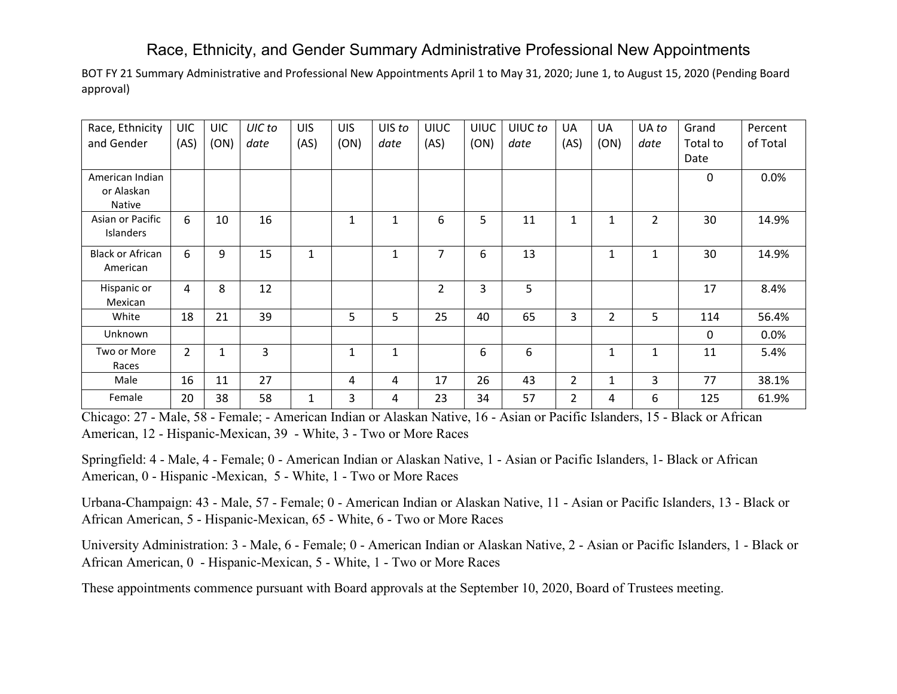# Race, Ethnicity, and Gender Summary Administrative Professional New Appointments

BOT FY 21 Summary Administrative and Professional New Appointments April 1 to May 31, 2020; June 1, to August 15, 2020 (Pending Board approval)

| Race, Ethnicity and Gender | UIC (AS) | UIC (ON) | *UIC to date* | UIS (AS) | UIS (ON) | UIS *to date* | UIUC (AS) | UIUC (ON) | UIUC *to date* | UA (AS) | UA (ON) | UA *to date* | Grand Total to Date | Percent of Total |
|---|---|---|---|---|---|---|---|---|---|---|---|---|---|---|
| American Indian or Alaskan Native | | | | | | | | | | | | | 0 | 0.0% |
| Asian or Pacific Islanders | 6 | 10 | 16 | | 1 | 1 | 6 | 5 | 11 | 1 | 1 | 2 | 30 | 14.9% |
| Black or African American | 6 | 9 | 15 | 1 | | 1 | 7 | 6 | 13 | | 1 | 1 | 30 | 14.9% |
| Hispanic or Mexican | 4 | 8 | 12 | | | | 2 | 3 | 5 | | | | 17 | 8.4% |
| White | 18 | 21 | 39 | | 5 | 5 | 25 | 40 | 65 | 3 | 2 | 5 | 114 | 56.4% |
| Unknown | | | | | | | | | | | | | 0 | 0.0% |
| Two or More Races | 2 | 1 | 3 | | 1 | 1 | | 6 | 6 | | 1 | 1 | 11 | 5.4% |
| Male | 16 | 11 | 27 | | 4 | 4 | 17 | 26 | 43 | 2 | 1 | 3 | 77 | 38.1% |
| Female | 20 | 38 | 58 | 1 | 3 | 4 | 23 | 34 | 57 | 2 | 4 | 6 | 125 | 61.9% |

Chicago: 27 - Male, 58 - Female; - American Indian or Alaskan Native, 16 - Asian or Pacific Islanders, 15 - Black or African American, 12 - Hispanic-Mexican, 39 - White, 3 - Two or More Races

Springfield: 4 - Male, 4 - Female; 0 - American Indian or Alaskan Native, 1 - Asian or Pacific Islanders, 1- Black or African American, 0 - Hispanic -Mexican, 5 - White, 1 - Two or More Races

Urbana-Champaign: 43 - Male, 57 - Female; 0 - American Indian or Alaskan Native, 11 - Asian or Pacific Islanders, 13 - Black or African American, 5 - Hispanic-Mexican, 65 - White, 6 - Two or More Races

University Administration: 3 - Male, 6 - Female; 0 - American Indian or Alaskan Native, 2 - Asian or Pacific Islanders, 1 - Black or African American, 0 - Hispanic-Mexican, 5 - White, 1 - Two or More Races

These appointments commence pursuant with Board approvals at the September 10, 2020, Board of Trustees meeting.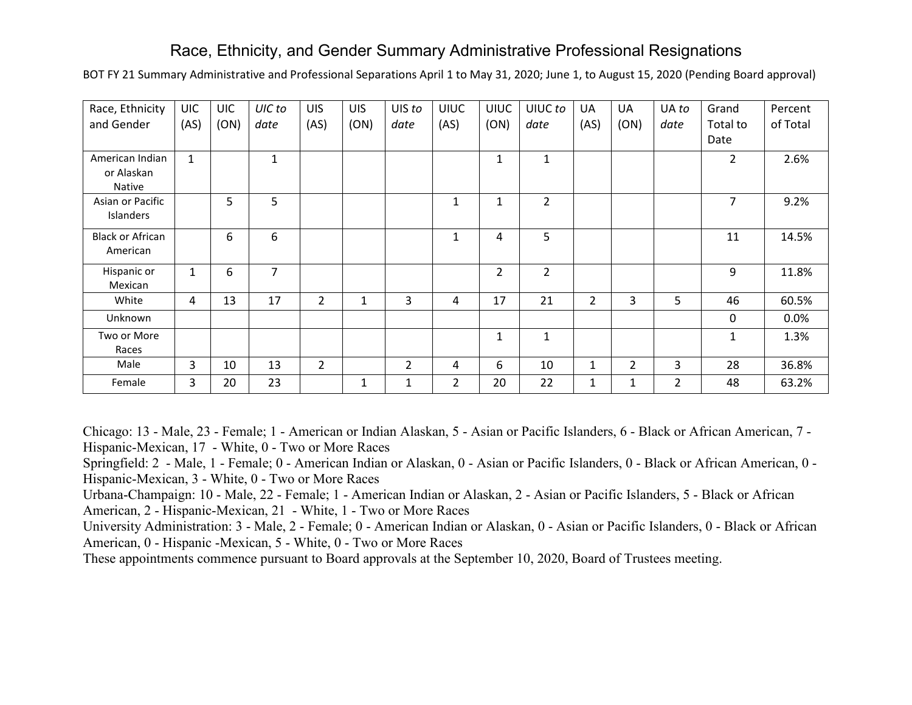# Race, Ethnicity, and Gender Summary Administrative Professional Resignations

BOT FY 21 Summary Administrative and Professional Separations April 1 to May 31, 2020; June 1, to August 15, 2020 (Pending Board approval)

| Race, Ethnicity and Gender | UIC (AS) | UIC (ON) | *UIC to date* | UIS (AS) | UIS (ON) | UIS *to date* | UIUC (AS) | UIUC (ON) | UIUC *to date* | UA (AS) | UA (ON) | UA *to date* | Grand Total to Date | Percent of Total |
|---|---|---|---|---|---|---|---|---|---|---|---|---|---|---|
| American Indian or Alaskan Native | 1 | | 1 | | | | | 1 | 1 | | | | 2 | 2.6% |
| Asian or Pacific Islanders | | 5 | 5 | | | | 1 | 1 | 2 | | | | 7 | 9.2% |
| Black or African American | | 6 | 6 | | | | 1 | 4 | 5 | | | | 11 | 14.5% |
| Hispanic or Mexican | 1 | 6 | 7 | | | | | 2 | 2 | | | | 9 | 11.8% |
| White | 4 | 13 | 17 | 2 | 1 | 3 | 4 | 17 | 21 | 2 | 3 | 5 | 46 | 60.5% |
| Unknown | | | | | | | | | | | | | 0 | 0.0% |
| Two or More Races | | | | | | | | 1 | 1 | | | | 1 | 1.3% |
| Male | 3 | 10 | 13 | 2 | | 2 | 4 | 6 | 10 | 1 | 2 | 3 | 28 | 36.8% |
| Female | 3 | 20 | 23 | | 1 | 1 | 2 | 20 | 22 | 1 | 1 | 2 | 48 | 63.2% |

Chicago: 13 - Male, 23 - Female; 1 - American or Indian Alaskan, 5 - Asian or Pacific Islanders, 6 - Black or African American, 7 - Hispanic-Mexican, 17 - White, 0 - Two or More Races

Springfield: 2 - Male, 1 - Female; 0 - American Indian or Alaskan, 0 - Asian or Pacific Islanders, 0 - Black or African American, 0 - Hispanic-Mexican, 3 - White, 0 - Two or More Races

Urbana-Champaign: 10 - Male, 22 - Female; 1 - American Indian or Alaskan, 2 - Asian or Pacific Islanders, 5 - Black or African American, 2 - Hispanic-Mexican, 21 - White, 1 - Two or More Races

University Administration: 3 - Male, 2 - Female; 0 - American Indian or Alaskan, 0 - Asian or Pacific Islanders, 0 - Black or African American, 0 - Hispanic -Mexican, 5 - White, 0 - Two or More Races

These appointments commence pursuant to Board approvals at the September 10, 2020, Board of Trustees meeting.